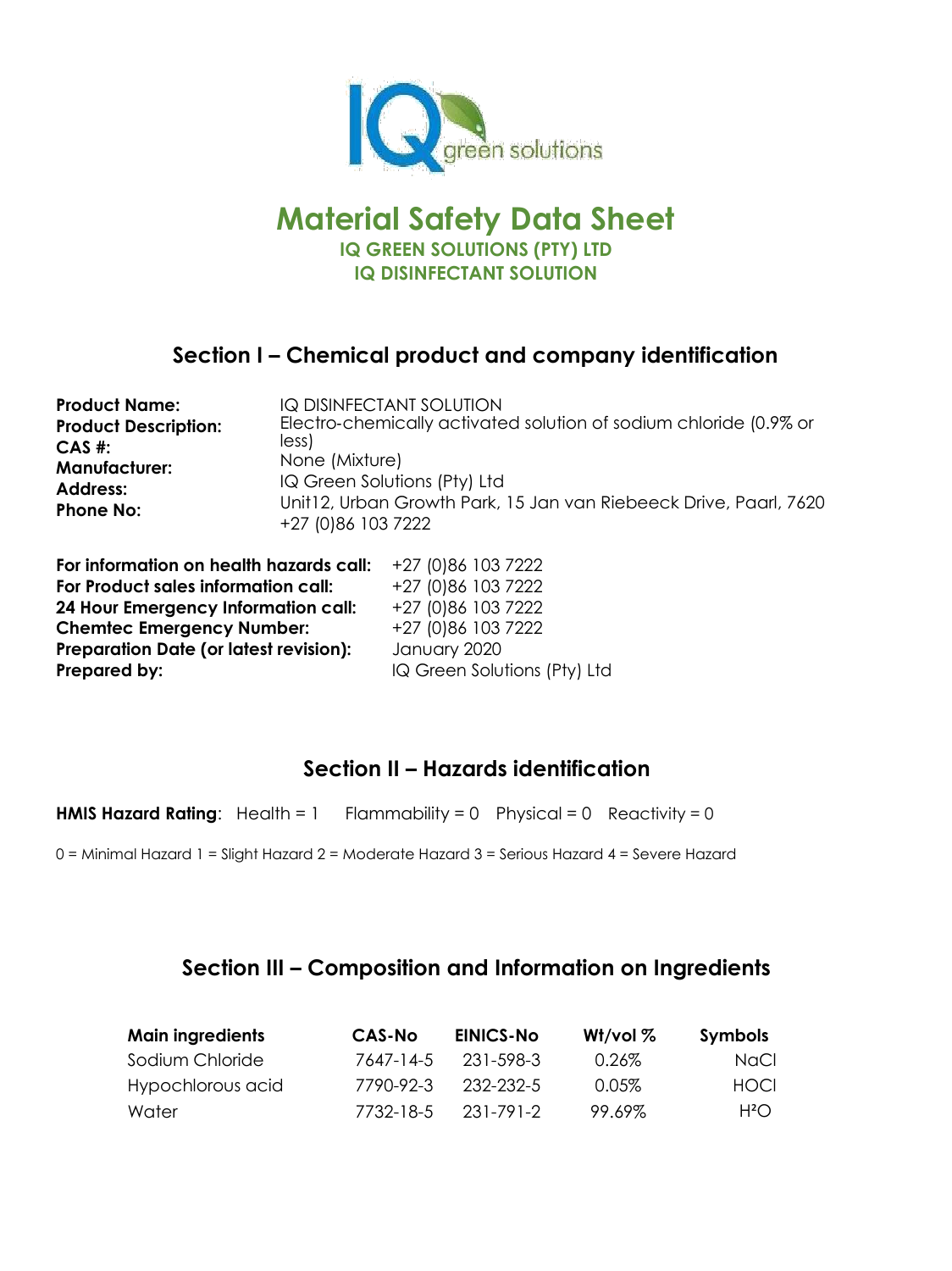# Material Safety Data Sheet

**IQ GREEN SOLUTIONS (PTY) LTD**

**IQ DISINFECTANT SOLUTION**

## Section I – Chemical product and company identification

| | |
|---|---|
| **Product Name:** | IQ DISINFECTANT SOLUTION |
| **Product Description:** | Electro-chemically activated solution of sodium chloride (0.9% or less) |
| **CAS #:** | None (Mixture) |
| **Manufacturer:** | IQ Green Solutions (Pty) Ltd |
| **Address:** | Unit12, Urban Growth Park, 15 Jan van Riebeeck Drive, Paarl, 7620 |
| **Phone No:** | +27 (0)86 103 7222 |

| | |
|---|---|
| **For information on health hazards call:** | +27 (0)86 103 7222 |
| **For Product sales information call:** | +27 (0)86 103 7222 |
| **24 Hour Emergency Information call:** | +27 (0)86 103 7222 |
| **Chemtec Emergency Number:** | +27 (0)86 103 7222 |
| **Preparation Date (or latest revision):** | January 2020 |
| **Prepared by:** | IQ Green Solutions (Pty) Ltd |

## Section II – Hazards identification

**HMIS Hazard Rating**: Health = 1 Flammability = 0 Physical = 0 Reactivity = 0

0 = Minimal Hazard 1 = Slight Hazard 2 = Moderate Hazard 3 = Serious Hazard 4 = Severe Hazard

## Section III – Composition and Information on Ingredients

| Main ingredients | CAS-No | EINICS-No | Wt/vol % | Symbols |
|---|---|---|---|---|
| Sodium Chloride | 7647-14-5 | 231-598-3 | 0.26% | NaCl |
| Hypochlorous acid | 7790-92-3 | 232-232-5 | 0.05% | HOCl |
| Water | 7732-18-5 | 231-791-2 | 99.69% | $H^2O$ |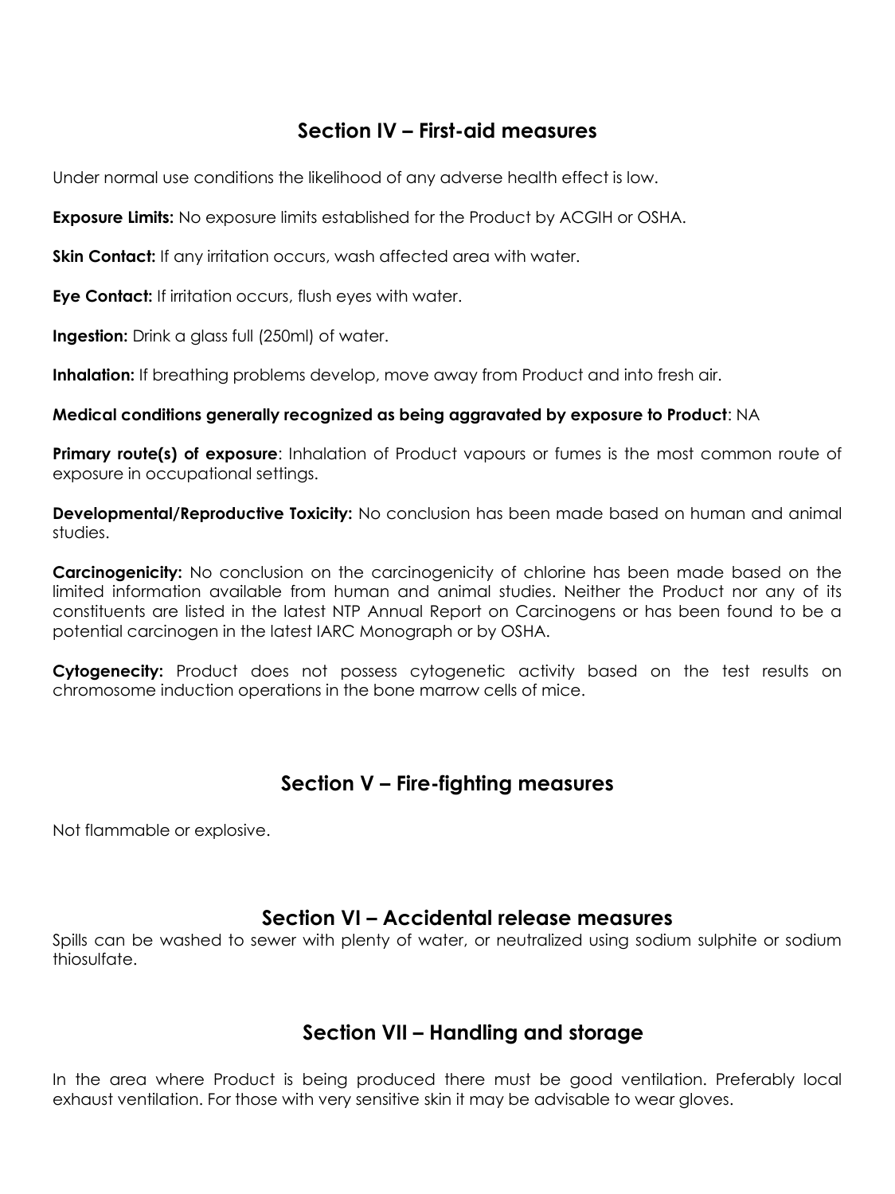## Section IV – First-aid measures

Under normal use conditions the likelihood of any adverse health effect is low.

**Exposure Limits:** No exposure limits established for the Product by ACGIH or OSHA.

**Skin Contact:** If any irritation occurs, wash affected area with water.

**Eye Contact:** If irritation occurs, flush eyes with water.

**Ingestion:** Drink a glass full (250ml) of water.

**Inhalation:** If breathing problems develop, move away from Product and into fresh air.

**Medical conditions generally recognized as being aggravated by exposure to Product**: NA

**Primary route(s) of exposure**: Inhalation of Product vapours or fumes is the most common route of exposure in occupational settings.

**Developmental/Reproductive Toxicity:** No conclusion has been made based on human and animal studies.

**Carcinogenicity:** No conclusion on the carcinogenicity of chlorine has been made based on the limited information available from human and animal studies. Neither the Product nor any of its constituents are listed in the latest NTP Annual Report on Carcinogens or has been found to be a potential carcinogen in the latest IARC Monograph or by OSHA.

**Cytogenecity:** Product does not possess cytogenetic activity based on the test results on chromosome induction operations in the bone marrow cells of mice.

## Section V – Fire-fighting measures

Not flammable or explosive.

## Section VI – Accidental release measures

Spills can be washed to sewer with plenty of water, or neutralized using sodium sulphite or sodium thiosulfate.

## Section VII – Handling and storage

In the area where Product is being produced there must be good ventilation. Preferably local exhaust ventilation. For those with very sensitive skin it may be advisable to wear gloves.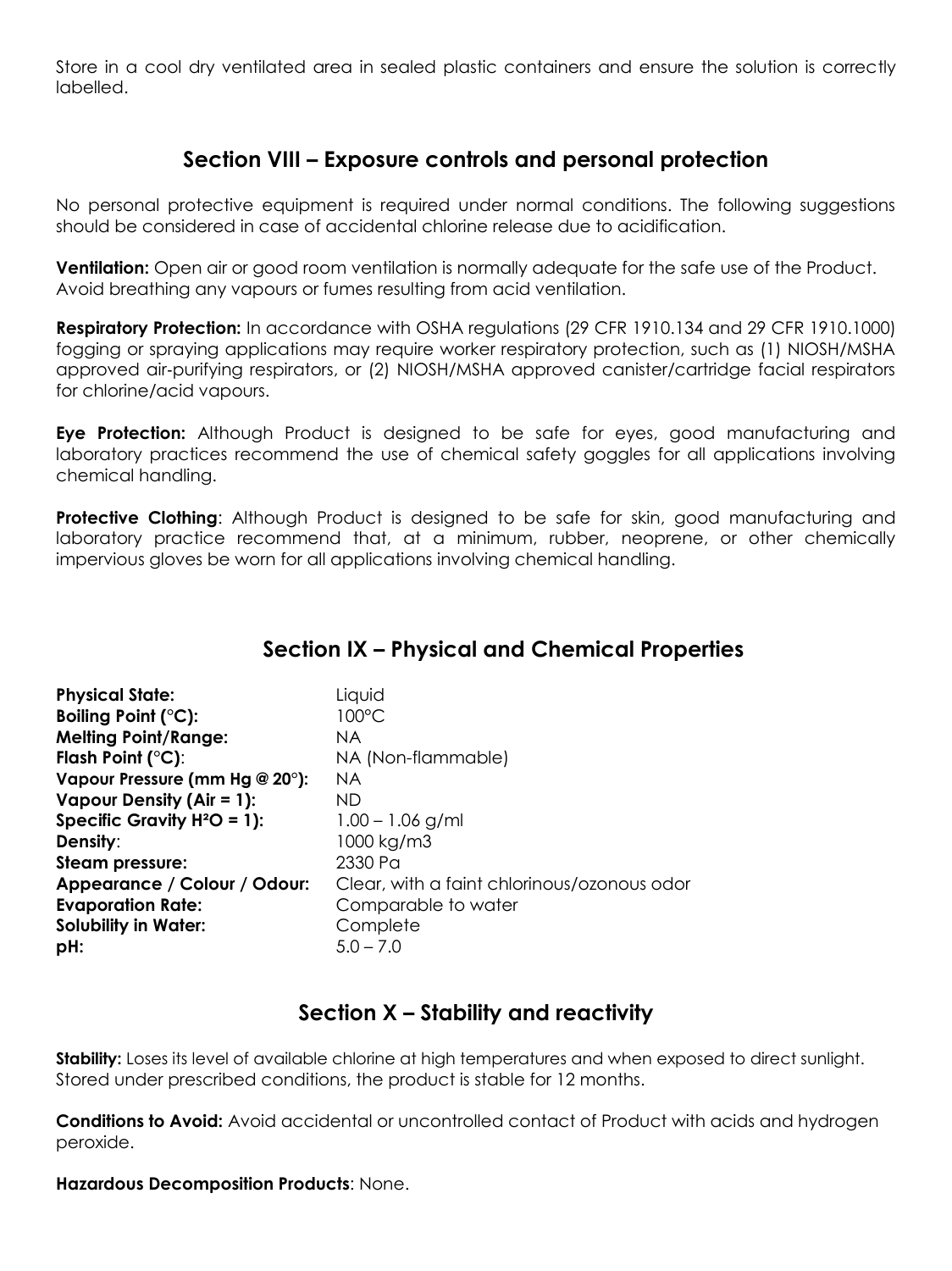Store in a cool dry ventilated area in sealed plastic containers and ensure the solution is correctly labelled.

## Section VIII – Exposure controls and personal protection

No personal protective equipment is required under normal conditions. The following suggestions should be considered in case of accidental chlorine release due to acidification.

**Ventilation:** Open air or good room ventilation is normally adequate for the safe use of the Product. Avoid breathing any vapours or fumes resulting from acid ventilation.

**Respiratory Protection:** In accordance with OSHA regulations (29 CFR 1910.134 and 29 CFR 1910.1000) fogging or spraying applications may require worker respiratory protection, such as (1) NIOSH/MSHA approved air-purifying respirators, or (2) NIOSH/MSHA approved canister/cartridge facial respirators for chlorine/acid vapours.

**Eye Protection:** Although Product is designed to be safe for eyes, good manufacturing and laboratory practices recommend the use of chemical safety goggles for all applications involving chemical handling.

**Protective Clothing**: Although Product is designed to be safe for skin, good manufacturing and laboratory practice recommend that, at a minimum, rubber, neoprene, or other chemically impervious gloves be worn for all applications involving chemical handling.

## Section IX – Physical and Chemical Properties

| | |
|---|---|
| **Physical State:** | Liquid |
| **Boiling Point (°C):** | 100°C |
| **Melting Point/Range:** | NA |
| **Flash Point (°C)**: | NA (Non-flammable) |
| **Vapour Pressure (mm Hg @ 20°):** | NA |
| **Vapour Density (Air = 1):** | ND |
| **Specific Gravity $H^2O$ = 1):** | 1.00 – 1.06 g/ml |
| **Density**: | 1000 kg/m3 |
| **Steam pressure:** | 2330 Pa |
| **Appearance / Colour / Odour:** | Clear, with a faint chlorinous/ozonous odor |
| **Evaporation Rate:** | Comparable to water |
| **Solubility in Water:** | Complete |
| **pH:** | 5.0 – 7.0 |

## Section X – Stability and reactivity

**Stability:** Loses its level of available chlorine at high temperatures and when exposed to direct sunlight. Stored under prescribed conditions, the product is stable for 12 months.

**Conditions to Avoid:** Avoid accidental or uncontrolled contact of Product with acids and hydrogen peroxide.

**Hazardous Decomposition Products**: None.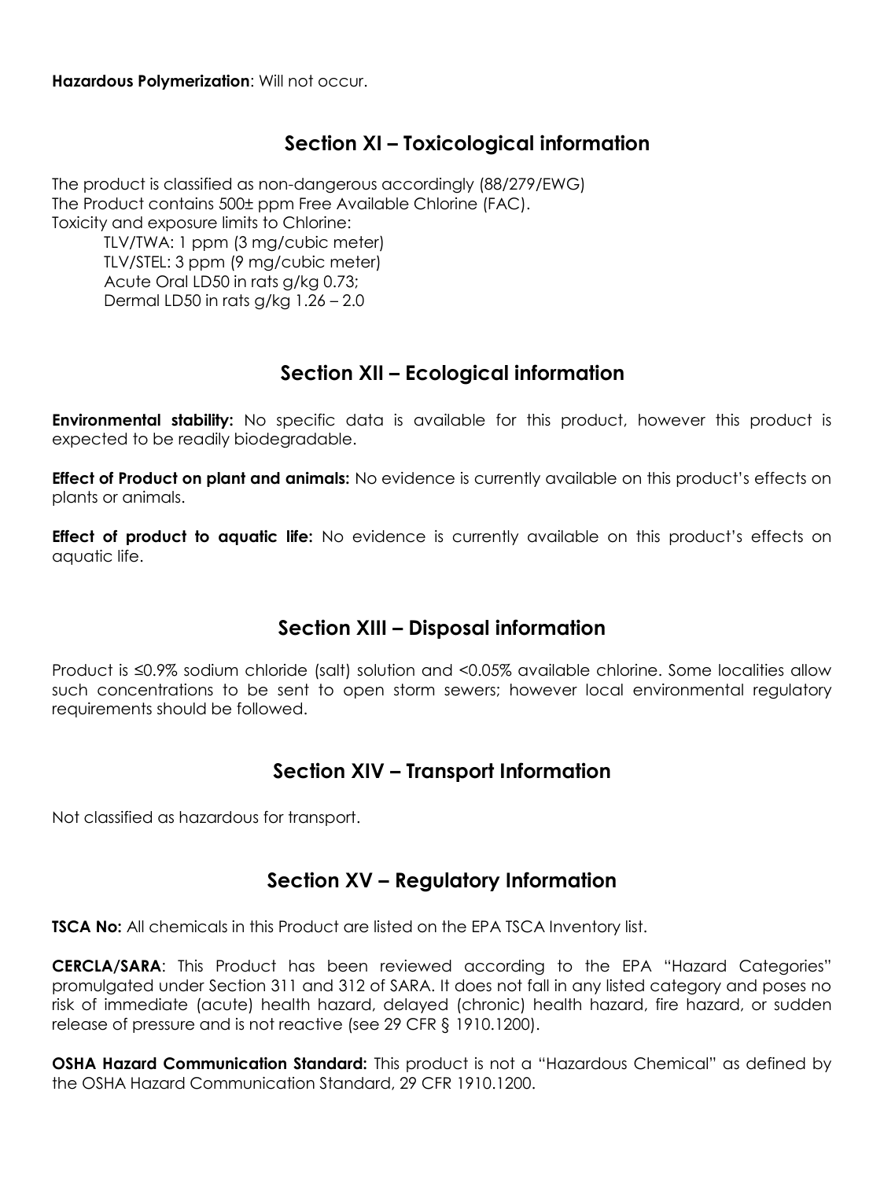**Hazardous Polymerization**: Will not occur.

## Section XI – Toxicological information

The product is classified as non-dangerous accordingly (88/279/EWG)
The Product contains 500± ppm Free Available Chlorine (FAC).
Toxicity and exposure limits to Chlorine:

TLV/TWA: 1 ppm (3 mg/cubic meter)
TLV/STEL: 3 ppm (9 mg/cubic meter)
Acute Oral LD50 in rats g/kg 0.73;
Dermal LD50 in rats g/kg 1.26 – 2.0

## Section XII – Ecological information

**Environmental stability:** No specific data is available for this product, however this product is expected to be readily biodegradable.

**Effect of Product on plant and animals:** No evidence is currently available on this product's effects on plants or animals.

**Effect of product to aquatic life:** No evidence is currently available on this product's effects on aquatic life.

## Section XIII – Disposal information

Product is ≤0.9% sodium chloride (salt) solution and <0.05% available chlorine. Some localities allow such concentrations to be sent to open storm sewers; however local environmental regulatory requirements should be followed.

## Section XIV – Transport Information

Not classified as hazardous for transport.

## Section XV – Regulatory Information

**TSCA No:** All chemicals in this Product are listed on the EPA TSCA Inventory list.

**CERCLA/SARA**: This Product has been reviewed according to the EPA "Hazard Categories" promulgated under Section 311 and 312 of SARA. It does not fall in any listed category and poses no risk of immediate (acute) health hazard, delayed (chronic) health hazard, fire hazard, or sudden release of pressure and is not reactive (see 29 CFR § 1910.1200).

**OSHA Hazard Communication Standard:** This product is not a "Hazardous Chemical" as defined by the OSHA Hazard Communication Standard, 29 CFR 1910.1200.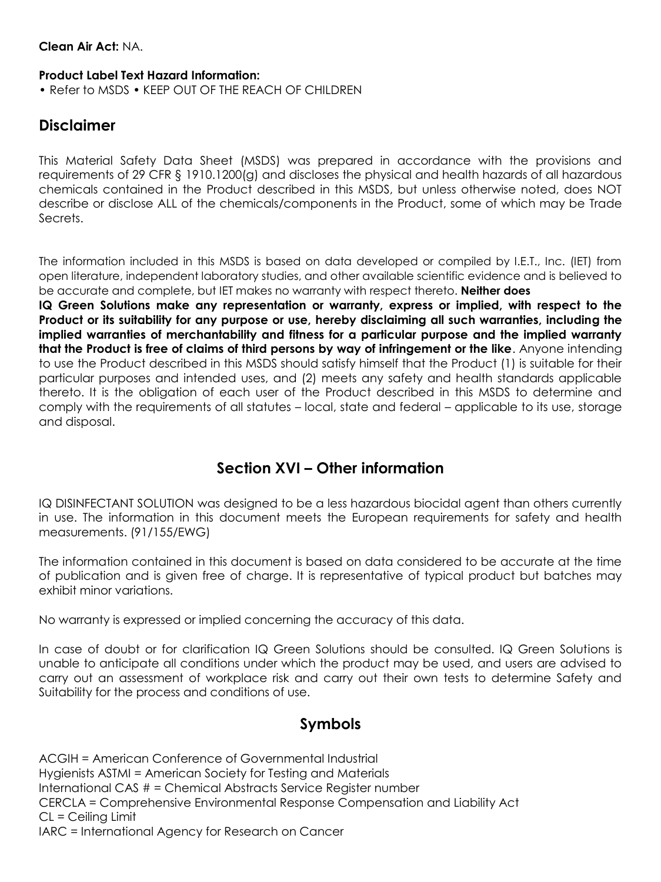**Clean Air Act:** NA.

**Product Label Text Hazard Information:**

• Refer to MSDS • KEEP OUT OF THE REACH OF CHILDREN

## Disclaimer

This Material Safety Data Sheet (MSDS) was prepared in accordance with the provisions and requirements of 29 CFR § 1910.1200(g) and discloses the physical and health hazards of all hazardous chemicals contained in the Product described in this MSDS, but unless otherwise noted, does NOT describe or disclose ALL of the chemicals/components in the Product, some of which may be Trade Secrets.

The information included in this MSDS is based on data developed or compiled by I.E.T., Inc. (IET) from open literature, independent laboratory studies, and other available scientific evidence and is believed to be accurate and complete, but IET makes no warranty with respect thereto. **Neither does IQ Green Solutions make any representation or warranty, express or implied, with respect to the Product or its suitability for any purpose or use, hereby disclaiming all such warranties, including the implied warranties of merchantability and fitness for a particular purpose and the implied warranty that the Product is free of claims of third persons by way of infringement or the like**. Anyone intending to use the Product described in this MSDS should satisfy himself that the Product (1) is suitable for their particular purposes and intended uses, and (2) meets any safety and health standards applicable thereto. It is the obligation of each user of the Product described in this MSDS to determine and comply with the requirements of all statutes – local, state and federal – applicable to its use, storage and disposal.

## Section XVI – Other information

IQ DISINFECTANT SOLUTION was designed to be a less hazardous biocidal agent than others currently in use. The information in this document meets the European requirements for safety and health measurements. (91/155/EWG)

The information contained in this document is based on data considered to be accurate at the time of publication and is given free of charge. It is representative of typical product but batches may exhibit minor variations.

No warranty is expressed or implied concerning the accuracy of this data.

In case of doubt or for clarification IQ Green Solutions should be consulted. IQ Green Solutions is unable to anticipate all conditions under which the product may be used, and users are advised to carry out an assessment of workplace risk and carry out their own tests to determine Safety and Suitability for the process and conditions of use.

## Symbols

ACGIH = American Conference of Governmental Industrial
Hygienists ASTMI = American Society for Testing and Materials
International CAS # = Chemical Abstracts Service Register number
CERCLA = Comprehensive Environmental Response Compensation and Liability Act
CL = Ceiling Limit
IARC = International Agency for Research on Cancer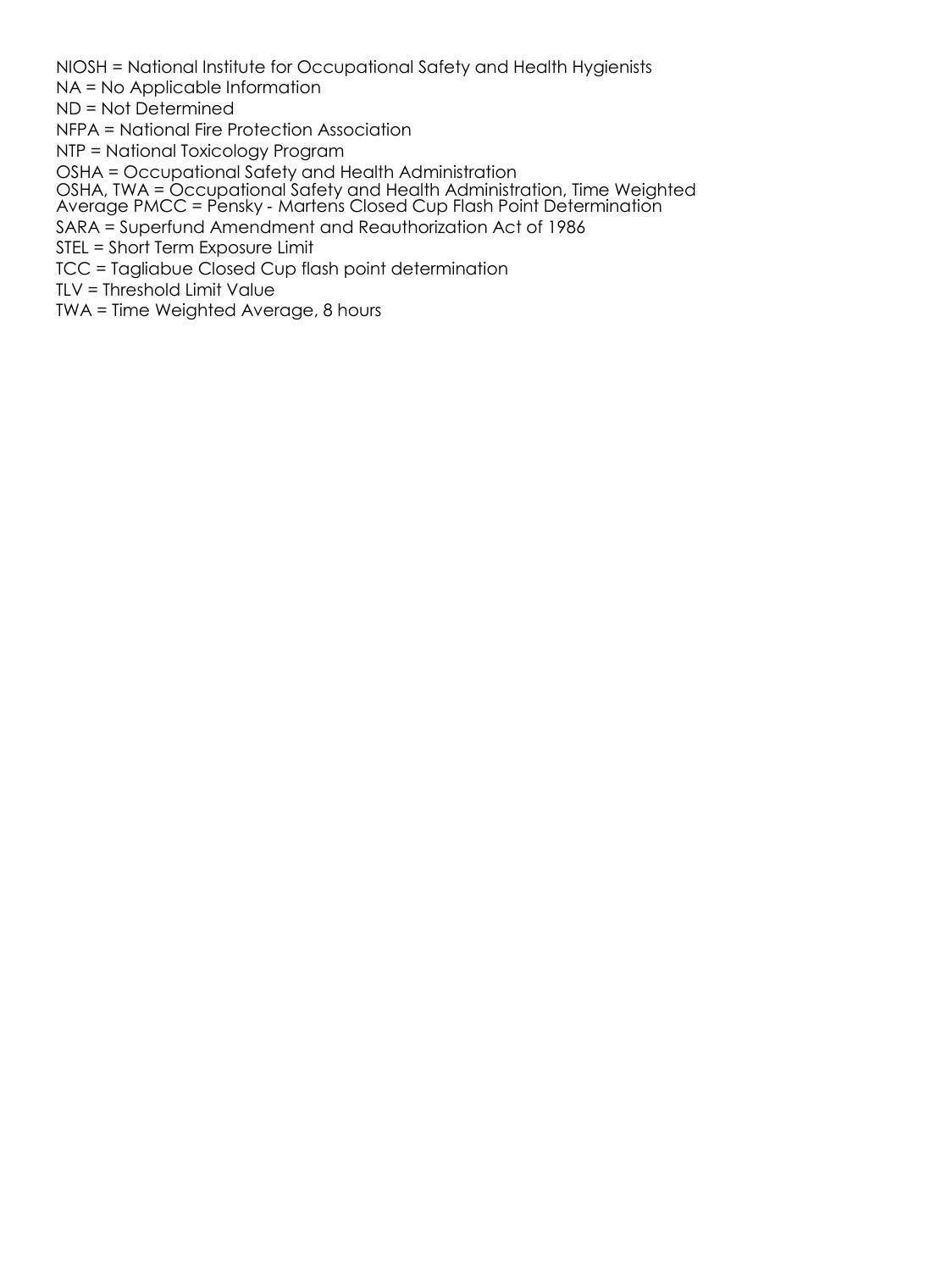NIOSH = National Institute for Occupational Safety and Health Hygienists
NA = No Applicable Information
ND = Not Determined
NFPA = National Fire Protection Association
NTP = National Toxicology Program
OSHA = Occupational Safety and Health Administration
OSHA, TWA = Occupational Safety and Health Administration, Time Weighted Average PMCC = Pensky - Martens Closed Cup Flash Point Determination
SARA = Superfund Amendment and Reauthorization Act of 1986
STEL = Short Term Exposure Limit
TCC = Tagliabue Closed Cup flash point determination
TLV = Threshold Limit Value
TWA = Time Weighted Average, 8 hours